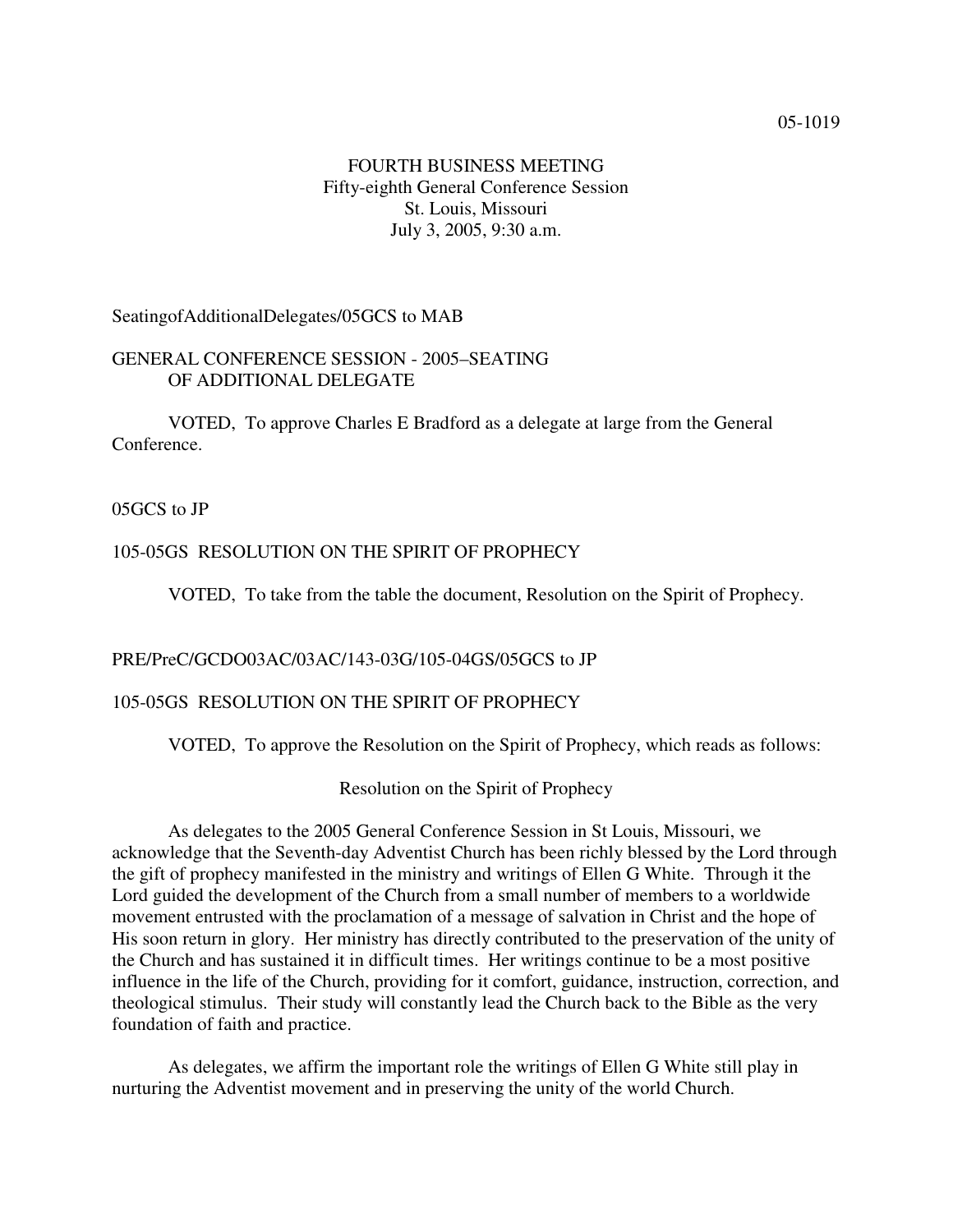05-1019

FOURTH BUSINESS MEETING
Fifty-eighth General Conference Session
St. Louis, Missouri
July 3, 2005, 9:30 a.m.

SeatingofAdditionalDelegates/05GCS to MAB

GENERAL CONFERENCE SESSION - 2005–SEATING
OF ADDITIONAL DELEGATE

VOTED, To approve Charles E Bradford as a delegate at large from the General Conference.

05GCS to JP

105-05GS RESOLUTION ON THE SPIRIT OF PROPHECY

VOTED, To take from the table the document, Resolution on the Spirit of Prophecy.

PRE/PreC/GCDO03AC/03AC/143-03G/105-04GS/05GCS to JP

105-05GS RESOLUTION ON THE SPIRIT OF PROPHECY

VOTED, To approve the Resolution on the Spirit of Prophecy, which reads as follows:

Resolution on the Spirit of Prophecy

As delegates to the 2005 General Conference Session in St Louis, Missouri, we acknowledge that the Seventh-day Adventist Church has been richly blessed by the Lord through the gift of prophecy manifested in the ministry and writings of Ellen G White. Through it the Lord guided the development of the Church from a small number of members to a worldwide movement entrusted with the proclamation of a message of salvation in Christ and the hope of His soon return in glory. Her ministry has directly contributed to the preservation of the unity of the Church and has sustained it in difficult times. Her writings continue to be a most positive influence in the life of the Church, providing for it comfort, guidance, instruction, correction, and theological stimulus. Their study will constantly lead the Church back to the Bible as the very foundation of faith and practice.

As delegates, we affirm the important role the writings of Ellen G White still play in nurturing the Adventist movement and in preserving the unity of the world Church.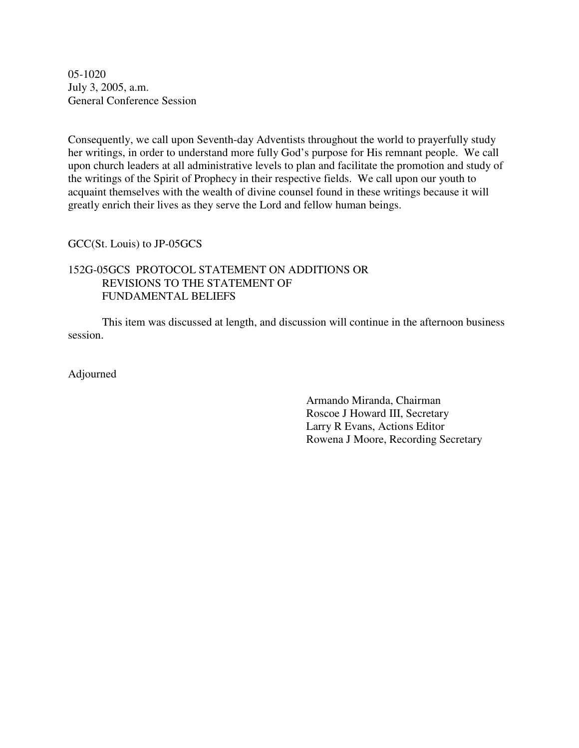05-1020
July 3, 2005, a.m.
General Conference Session

Consequently, we call upon Seventh-day Adventists throughout the world to prayerfully study her writings, in order to understand more fully God's purpose for His remnant people. We call upon church leaders at all administrative levels to plan and facilitate the promotion and study of the writings of the Spirit of Prophecy in their respective fields. We call upon our youth to acquaint themselves with the wealth of divine counsel found in these writings because it will greatly enrich their lives as they serve the Lord and fellow human beings.

GCC(St. Louis) to JP-05GCS

152G-05GCS PROTOCOL STATEMENT ON ADDITIONS OR REVISIONS TO THE STATEMENT OF FUNDAMENTAL BELIEFS

This item was discussed at length, and discussion will continue in the afternoon business session.

Adjourned

Armando Miranda, Chairman
Roscoe J Howard III, Secretary
Larry R Evans, Actions Editor
Rowena J Moore, Recording Secretary